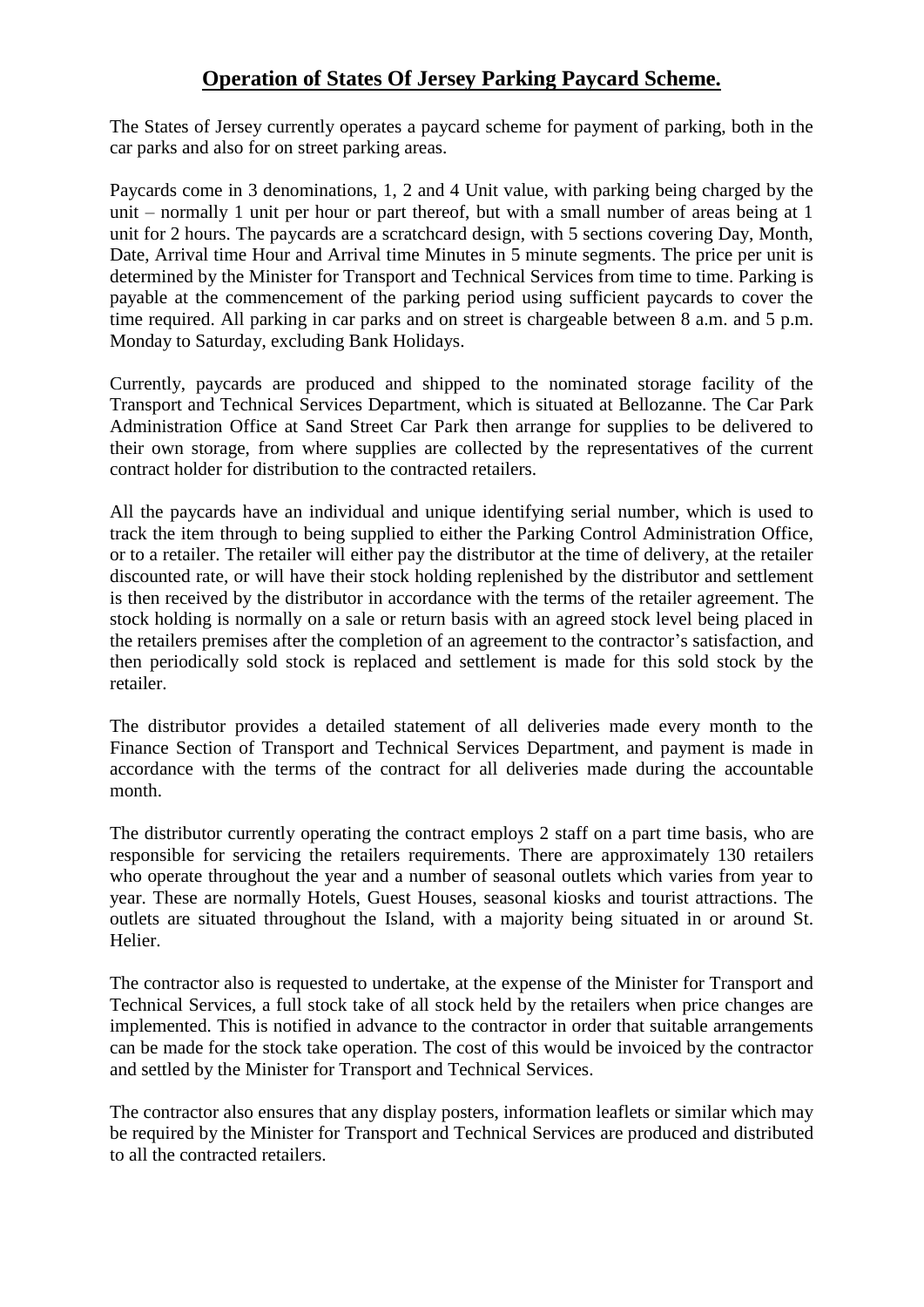# **Operation of States Of Jersey Parking Paycard Scheme.**

The States of Jersey currently operates a paycard scheme for payment of parking, both in the car parks and also for on street parking areas.

Paycards come in 3 denominations, 1, 2 and 4 Unit value, with parking being charged by the unit – normally 1 unit per hour or part thereof, but with a small number of areas being at 1 unit for 2 hours. The paycards are a scratchcard design, with 5 sections covering Day, Month, Date, Arrival time Hour and Arrival time Minutes in 5 minute segments. The price per unit is determined by the Minister for Transport and Technical Services from time to time. Parking is payable at the commencement of the parking period using sufficient paycards to cover the time required. All parking in car parks and on street is chargeable between 8 a.m. and 5 p.m. Monday to Saturday, excluding Bank Holidays.

Currently, paycards are produced and shipped to the nominated storage facility of the Transport and Technical Services Department, which is situated at Bellozanne. The Car Park Administration Office at Sand Street Car Park then arrange for supplies to be delivered to their own storage, from where supplies are collected by the representatives of the current contract holder for distribution to the contracted retailers.

All the paycards have an individual and unique identifying serial number, which is used to track the item through to being supplied to either the Parking Control Administration Office, or to a retailer. The retailer will either pay the distributor at the time of delivery, at the retailer discounted rate, or will have their stock holding replenished by the distributor and settlement is then received by the distributor in accordance with the terms of the retailer agreement. The stock holding is normally on a sale or return basis with an agreed stock level being placed in the retailers premises after the completion of an agreement to the contractor's satisfaction, and then periodically sold stock is replaced and settlement is made for this sold stock by the retailer.

The distributor provides a detailed statement of all deliveries made every month to the Finance Section of Transport and Technical Services Department, and payment is made in accordance with the terms of the contract for all deliveries made during the accountable month.

The distributor currently operating the contract employs 2 staff on a part time basis, who are responsible for servicing the retailers requirements. There are approximately 130 retailers who operate throughout the year and a number of seasonal outlets which varies from year to year. These are normally Hotels, Guest Houses, seasonal kiosks and tourist attractions. The outlets are situated throughout the Island, with a majority being situated in or around St. Helier.

The contractor also is requested to undertake, at the expense of the Minister for Transport and Technical Services, a full stock take of all stock held by the retailers when price changes are implemented. This is notified in advance to the contractor in order that suitable arrangements can be made for the stock take operation. The cost of this would be invoiced by the contractor and settled by the Minister for Transport and Technical Services.

The contractor also ensures that any display posters, information leaflets or similar which may be required by the Minister for Transport and Technical Services are produced and distributed to all the contracted retailers.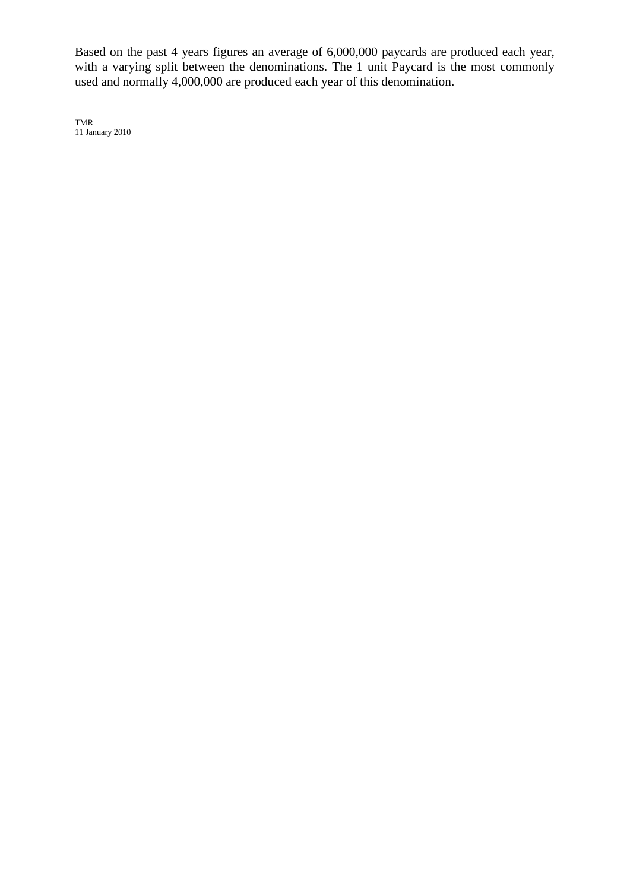Based on the past 4 years figures an average of 6,000,000 paycards are produced each year, with a varying split between the denominations. The 1 unit Paycard is the most commonly used and normally 4,000,000 are produced each year of this denomination.

TMR
11 January 2010